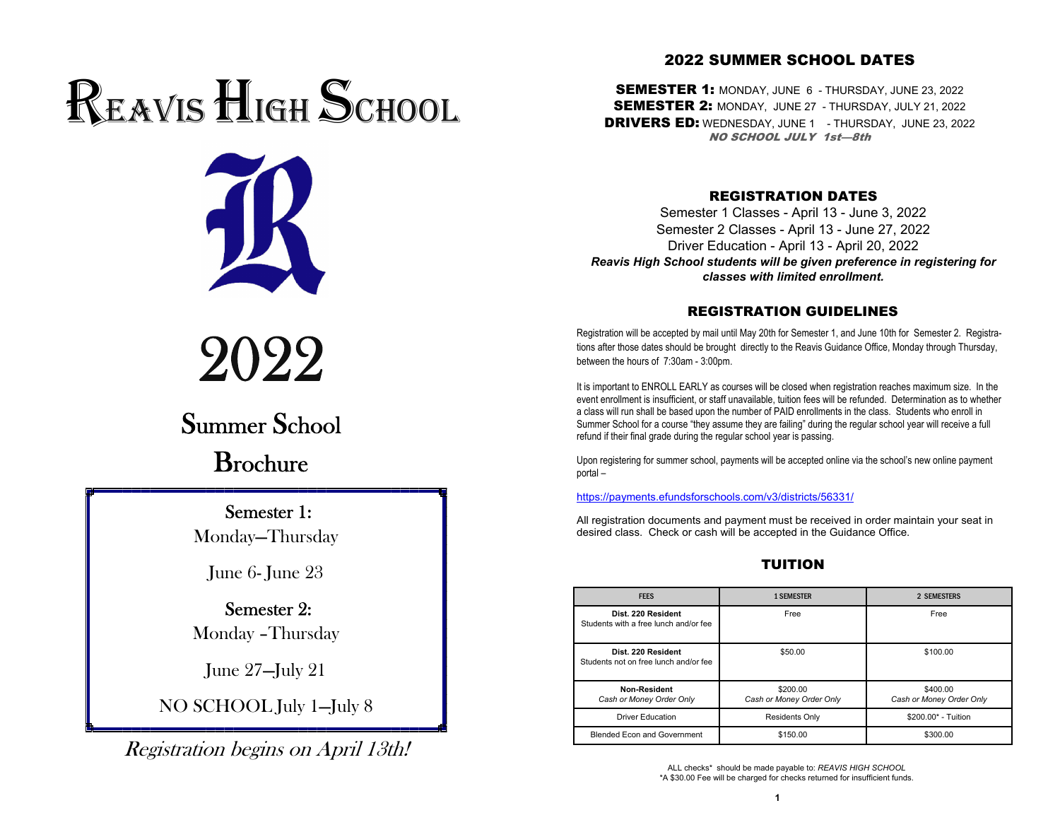# Reavis High School

# 2022

## Summer School Brochure

**Semester 1:**
Monday—Thursday

June 6- June 23

**Semester 2:**
Monday –Thursday

June 27—July 21

NO SCHOOL July 1—July 8

*Registration begins on April 13th!*

## 2022 SUMMER SCHOOL DATES

**SEMESTER 1:** MONDAY, JUNE 6 - THURSDAY, JUNE 23, 2022
**SEMESTER 2:** MONDAY, JUNE 27 - THURSDAY, JULY 21, 2022
**DRIVERS ED:** WEDNESDAY, JUNE 1 - THURSDAY, JUNE 23, 2022
***NO SCHOOL JULY 1st—8th***

## REGISTRATION DATES

Semester 1 Classes - April 13 - June 3, 2022
Semester 2 Classes - April 13 - June 27, 2022
Driver Education - April 13 - April 20, 2022
***Reavis High School students will be given preference in registering for classes with limited enrollment.***

## REGISTRATION GUIDELINES

Registration will be accepted by mail until May 20th for Semester 1, and June 10th for Semester 2. Registrations after those dates should be brought directly to the Reavis Guidance Office, Monday through Thursday, between the hours of 7:30am - 3:00pm.

It is important to ENROLL EARLY as courses will be closed when registration reaches maximum size. In the event enrollment is insufficient, or staff unavailable, tuition fees will be refunded. Determination as to whether a class will run shall be based upon the number of PAID enrollments in the class. Students who enroll in Summer School for a course "they assume they are failing" during the regular school year will receive a full refund if their final grade during the regular school year is passing.

Upon registering for summer school, payments will be accepted online via the school's new online payment portal –

https://payments.efundsforschools.com/v3/districts/56331/

All registration documents and payment must be received in order maintain your seat in desired class. Check or cash will be accepted in the Guidance Office.

## TUITION

| FEES | 1 SEMESTER | 2 SEMESTERS |
|---|---|---|
| **Dist. 220 Resident** Students with a free lunch and/or fee | Free | Free |
| **Dist. 220 Resident** Students not on free lunch and/or fee | $50.00 | $100.00 |
| **Non-Resident** *Cash or Money Order Only* | $200.00 *Cash or Money Order Only* | $400.00 *Cash or Money Order Only* |
| Driver Education | Residents Only | $200.00* - Tuition |
| Blended Econ and Government | $150.00 | $300.00 |

ALL checks* should be made payable to: *REAVIS HIGH SCHOOL*
*A $30.00 Fee will be charged for checks returned for insufficient funds.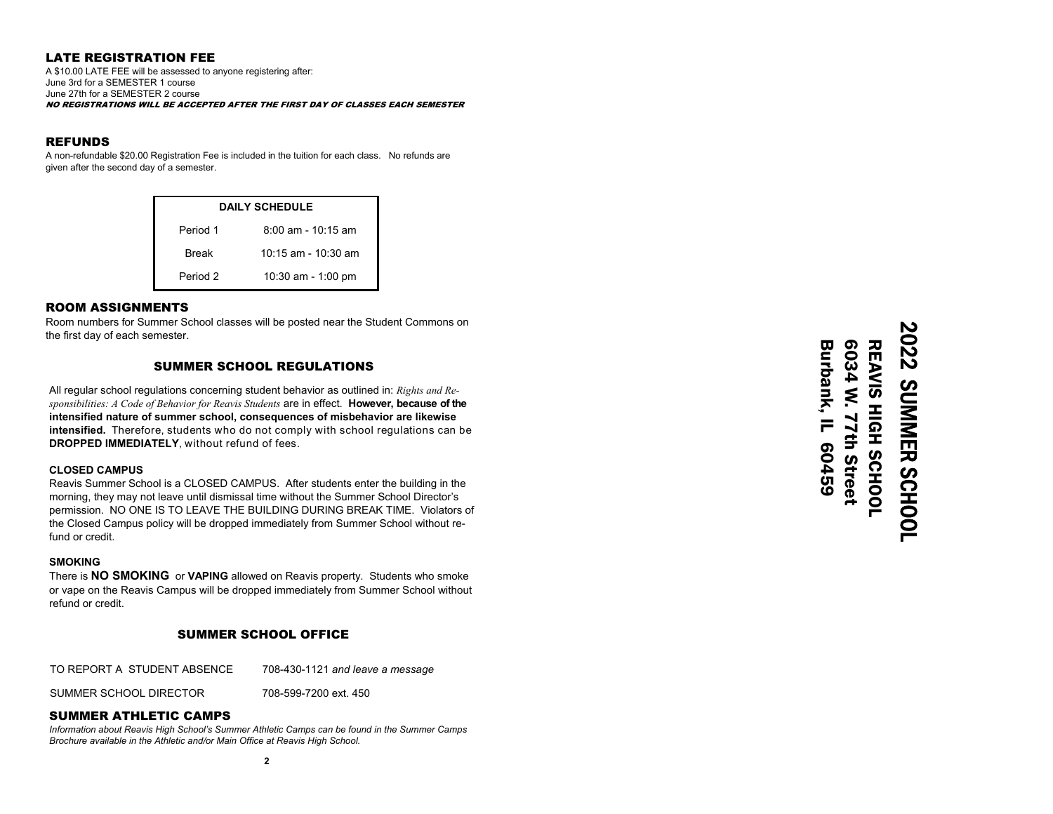## LATE REGISTRATION FEE

A $10.00 LATE FEE will be assessed to anyone registering after:
June 3rd for a SEMESTER 1 course
June 27th for a SEMESTER 2 course

***NO REGISTRATIONS WILL BE ACCEPTED AFTER THE FIRST DAY OF CLASSES EACH SEMESTER***

## REFUNDS

A non-refundable $20.00 Registration Fee is included in the tuition for each class. No refunds are given after the second day of a semester.

| DAILY SCHEDULE | |
|---|---|
| Period 1 | 8:00 am - 10:15 am |
| Break | 10:15 am - 10:30 am |
| Period 2 | 10:30 am - 1:00 pm |

## ROOM ASSIGNMENTS

Room numbers for Summer School classes will be posted near the Student Commons on the first day of each semester.

## SUMMER SCHOOL REGULATIONS

All regular school regulations concerning student behavior as outlined in: *Rights and Responsibilities: A Code of Behavior for Reavis Students* are in effect. **However, because of the intensified nature of summer school, consequences of misbehavior are likewise intensified.** Therefore, students who do not comply with school regulations can be **DROPPED IMMEDIATELY**, without refund of fees.

### CLOSED CAMPUS

Reavis Summer School is a CLOSED CAMPUS. After students enter the building in the morning, they may not leave until dismissal time without the Summer School Director's permission. NO ONE IS TO LEAVE THE BUILDING DURING BREAK TIME. Violators of the Closed Campus policy will be dropped immediately from Summer School without refund or credit.

### SMOKING

There is **NO SMOKING** or **VAPING** allowed on Reavis property. Students who smoke or vape on the Reavis Campus will be dropped immediately from Summer School without refund or credit.

## SUMMER SCHOOL OFFICE

| | |
|---|---|
| TO REPORT A STUDENT ABSENCE | 708-430-1121 *and leave a message* |
| SUMMER SCHOOL DIRECTOR | 708-599-7200 ext. 450 |

## SUMMER ATHLETIC CAMPS

*Information about Reavis High School's Summer Athletic Camps can be found in the Summer Camps Brochure available in the Athletic and/or Main Office at Reavis High School.*

# 2022 SUMMER SCHOOL

**REAVIS HIGH SCHOOL**
**6034 W. 77th Street**
**Burbank, IL 60459**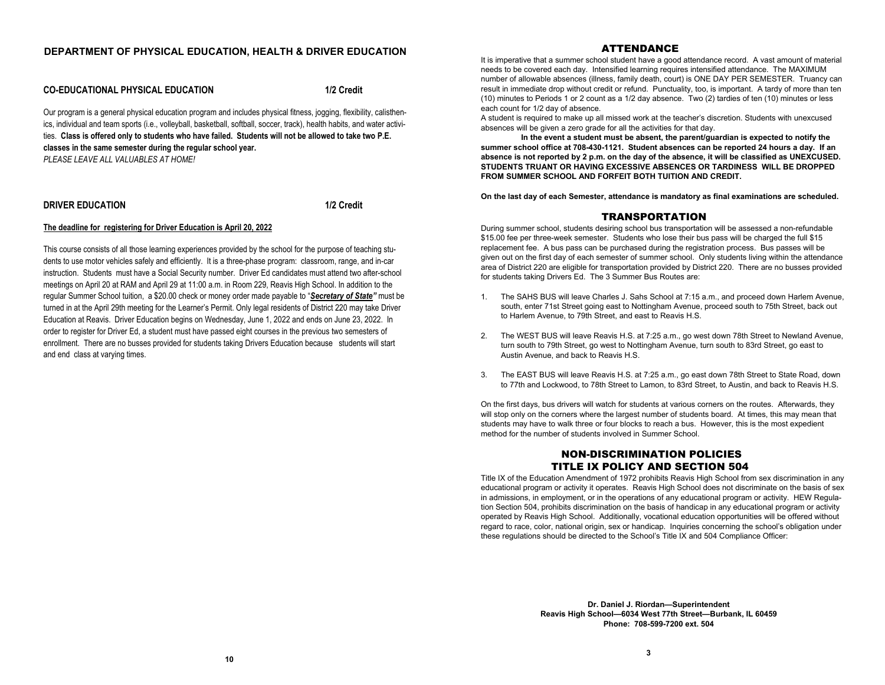## DEPARTMENT OF PHYSICAL EDUCATION, HEALTH & DRIVER EDUCATION

### CO-EDUCATIONAL PHYSICAL EDUCATION — 1/2 Credit

Our program is a general physical education program and includes physical fitness, jogging, flexibility, calisthenics, individual and team sports (i.e., volleyball, basketball, softball, soccer, track), health habits, and water activities. **Class is offered only to students who have failed. Students will not be allowed to take two P.E. classes in the same semester during the regular school year.**

*PLEASE LEAVE ALL VALUABLES AT HOME!*

### DRIVER EDUCATION — 1/2 Credit

**The deadline for registering for Driver Education is April 20, 2022**

This course consists of all those learning experiences provided by the school for the purpose of teaching students to use motor vehicles safely and efficiently. It is a three-phase program: classroom, range, and in-car instruction. Students must have a Social Security number. Driver Ed candidates must attend two after-school meetings on April 20 at RAM and April 29 at 11:00 a.m. in Room 229, Reavis High School. In addition to the regular Summer School tuition, a $20.00 check or money order made payable to "***Secretary of State"*** must be turned in at the April 29th meeting for the Learner's Permit. Only legal residents of District 220 may take Driver Education at Reavis. Driver Education begins on Wednesday, June 1, 2022 and ends on June 23, 2022. In order to register for Driver Ed, a student must have passed eight courses in the previous two semesters of enrollment. There are no busses provided for students taking Drivers Education because students will start and end class at varying times.

## ATTENDANCE

It is imperative that a summer school student have a good attendance record. A vast amount of material needs to be covered each day. Intensified learning requires intensified attendance. The MAXIMUM number of allowable absences (illness, family death, court) is ONE DAY PER SEMESTER. Truancy can result in immediate drop without credit or refund. Punctuality, too, is important. A tardy of more than ten (10) minutes to Periods 1 or 2 count as a 1/2 day absence. Two (2) tardies of ten (10) minutes or less each count for 1/2 day of absence.

A student is required to make up all missed work at the teacher's discretion. Students with unexcused absences will be given a zero grade for all the activities for that day.

**In the event a student must be absent, the parent/guardian is expected to notify the summer school office at 708-430-1121. Student absences can be reported 24 hours a day. If an absence is not reported by 2 p.m. on the day of the absence, it will be classified as UNEXCUSED. STUDENTS TRUANT OR HAVING EXCESSIVE ABSENCES OR TARDINESS WILL BE DROPPED FROM SUMMER SCHOOL AND FORFEIT BOTH TUITION AND CREDIT.**

**On the last day of each Semester, attendance is mandatory as final examinations are scheduled.**

## TRANSPORTATION

During summer school, students desiring school bus transportation will be assessed a non-refundable $15.00 fee per three-week semester. Students who lose their bus pass will be charged the full $15 replacement fee. A bus pass can be purchased during the registration process. Bus passes will be given out on the first day of each semester of summer school. Only students living within the attendance area of District 220 are eligible for transportation provided by District 220. There are no busses provided for students taking Drivers Ed. The 3 Summer Bus Routes are:

1. The SAHS BUS will leave Charles J. Sahs School at 7:15 a.m., and proceed down Harlem Avenue, south, enter 71st Street going east to Nottingham Avenue, proceed south to 75th Street, back out to Harlem Avenue, to 79th Street, and east to Reavis H.S.
2. The WEST BUS will leave Reavis H.S. at 7:25 a.m., go west down 78th Street to Newland Avenue, turn south to 79th Street, go west to Nottingham Avenue, turn south to 83rd Street, go east to Austin Avenue, and back to Reavis H.S.
3. The EAST BUS will leave Reavis H.S. at 7:25 a.m., go east down 78th Street to State Road, down to 77th and Lockwood, to 78th Street to Lamon, to 83rd Street, to Austin, and back to Reavis H.S.

On the first days, bus drivers will watch for students at various corners on the routes. Afterwards, they will stop only on the corners where the largest number of students board. At times, this may mean that students may have to walk three or four blocks to reach a bus. However, this is the most expedient method for the number of students involved in Summer School.

## NON-DISCRIMINATION POLICIES
## TITLE IX POLICY AND SECTION 504

Title IX of the Education Amendment of 1972 prohibits Reavis High School from sex discrimination in any educational program or activity it operates. Reavis High School does not discriminate on the basis of sex in admissions, in employment, or in the operations of any educational program or activity. HEW Regulation Section 504, prohibits discrimination on the basis of handicap in any educational program or activity operated by Reavis High School. Additionally, vocational education opportunities will be offered without regard to race, color, national origin, sex or handicap. Inquiries concerning the school's obligation under these regulations should be directed to the School's Title IX and 504 Compliance Officer:

**Dr. Daniel J. Riordan—Superintendent**
**Reavis High School—6034 West 77th Street—Burbank, IL 60459**
**Phone: 708-599-7200 ext. 504**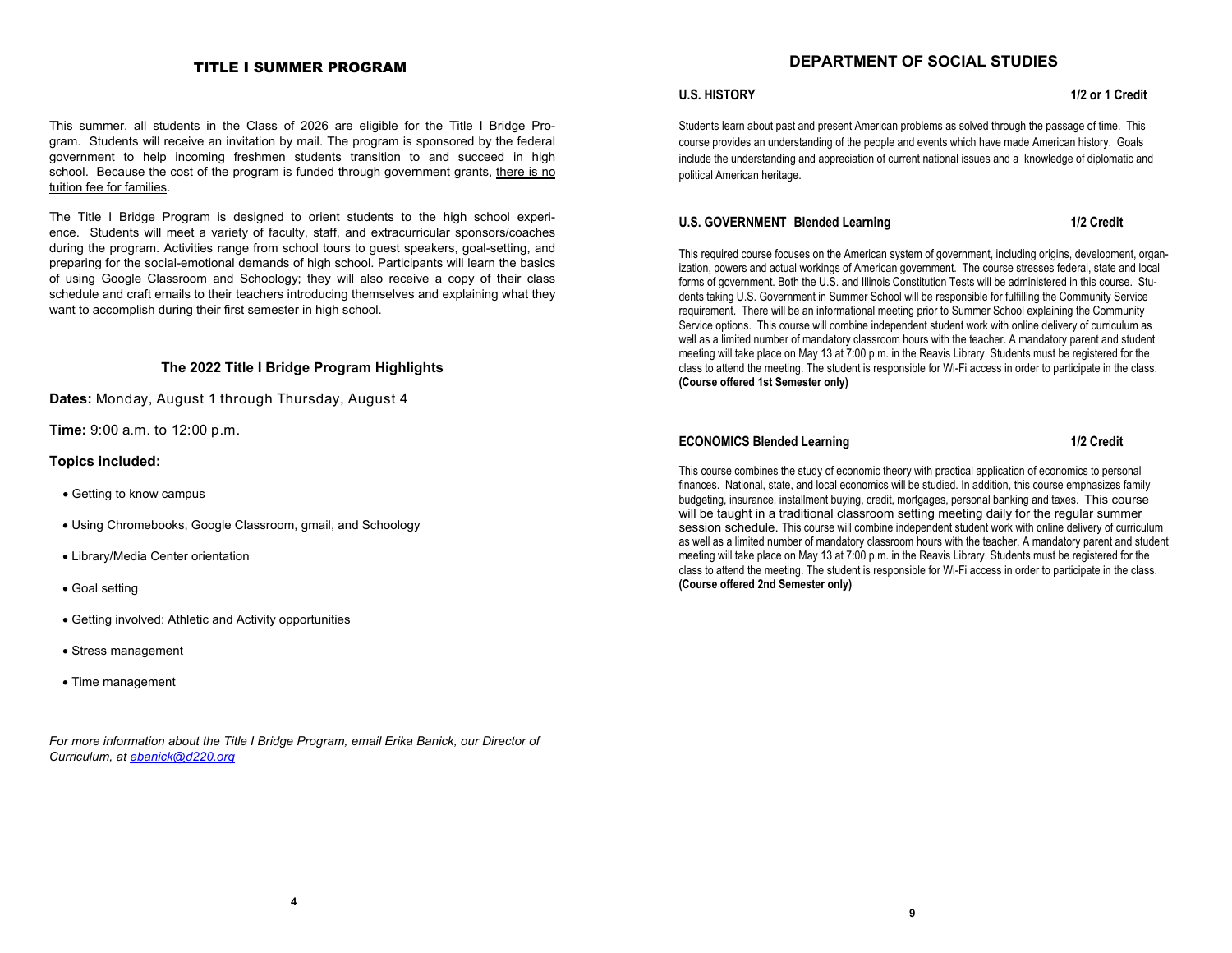## TITLE I SUMMER PROGRAM

This summer, all students in the Class of 2026 are eligible for the Title I Bridge Program. Students will receive an invitation by mail. The program is sponsored by the federal government to help incoming freshmen students transition to and succeed in high school. Because the cost of the program is funded through government grants, there is no tuition fee for families.

The Title I Bridge Program is designed to orient students to the high school experience. Students will meet a variety of faculty, staff, and extracurricular sponsors/coaches during the program. Activities range from school tours to guest speakers, goal-setting, and preparing for the social-emotional demands of high school. Participants will learn the basics of using Google Classroom and Schoology; they will also receive a copy of their class schedule and craft emails to their teachers introducing themselves and explaining what they want to accomplish during their first semester in high school.

### The 2022 Title I Bridge Program Highlights

**Dates:** Monday, August 1 through Thursday, August 4

**Time:** 9:00 a.m. to 12:00 p.m.

**Topics included:**

- Getting to know campus
- Using Chromebooks, Google Classroom, gmail, and Schoology
- Library/Media Center orientation
- Goal setting
- Getting involved: Athletic and Activity opportunities
- Stress management
- Time management

*For more information about the Title I Bridge Program, email Erika Banick, our Director of Curriculum, at ebanick@d220.org*

## DEPARTMENT OF SOCIAL STUDIES

**U.S. HISTORY** — **1/2 or 1 Credit**

Students learn about past and present American problems as solved through the passage of time. This course provides an understanding of the people and events which have made American history. Goals include the understanding and appreciation of current national issues and a knowledge of diplomatic and political American heritage.

**U.S. GOVERNMENT Blended Learning** — **1/2 Credit**

This required course focuses on the American system of government, including origins, development, organization, powers and actual workings of American government. The course stresses federal, state and local forms of government. Both the U.S. and Illinois Constitution Tests will be administered in this course. Students taking U.S. Government in Summer School will be responsible for fulfilling the Community Service requirement. There will be an informational meeting prior to Summer School explaining the Community Service options. This course will combine independent student work with online delivery of curriculum as well as a limited number of mandatory classroom hours with the teacher. A mandatory parent and student meeting will take place on May 13 at 7:00 p.m. in the Reavis Library. Students must be registered for the class to attend the meeting. The student is responsible for Wi-Fi access in order to participate in the class. **(Course offered 1st Semester only)**

**ECONOMICS Blended Learning** — **1/2 Credit**

This course combines the study of economic theory with practical application of economics to personal finances. National, state, and local economics will be studied. In addition, this course emphasizes family budgeting, insurance, installment buying, credit, mortgages, personal banking and taxes. This course will be taught in a traditional classroom setting meeting daily for the regular summer session schedule. This course will combine independent student work with online delivery of curriculum as well as a limited number of mandatory classroom hours with the teacher. A mandatory parent and student meeting will take place on May 13 at 7:00 p.m. in the Reavis Library. Students must be registered for the class to attend the meeting. The student is responsible for Wi-Fi access in order to participate in the class. **(Course offered 2nd Semester only)**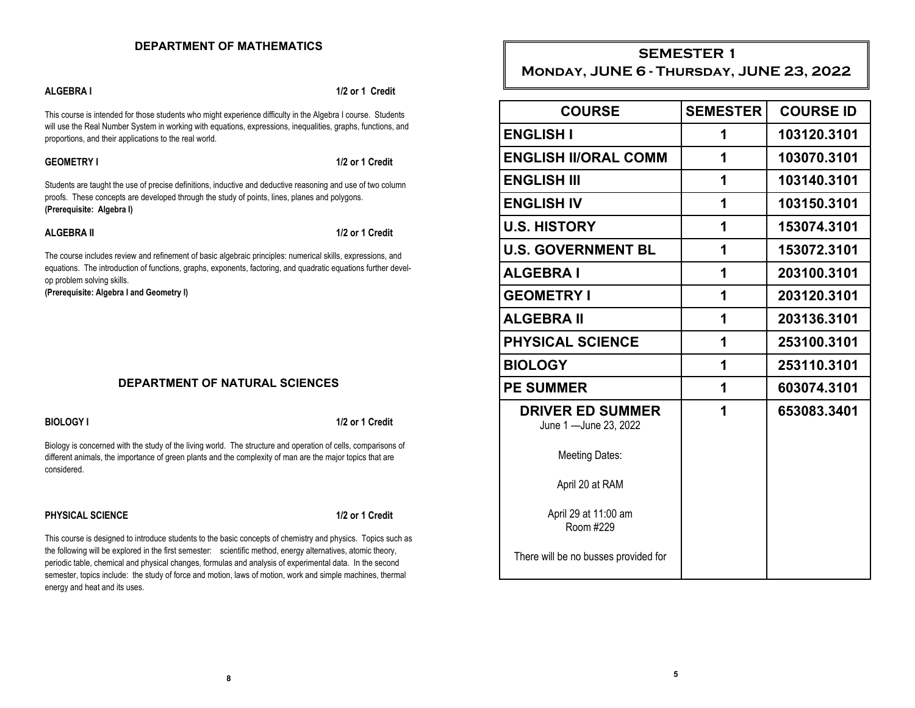## DEPARTMENT OF MATHEMATICS

**ALGEBRA I** — **1/2 or 1 Credit**

This course is intended for those students who might experience difficulty in the Algebra I course. Students will use the Real Number System in working with equations, expressions, inequalities, graphs, functions, and proportions, and their applications to the real world.

**GEOMETRY I** — **1/2 or 1 Credit**

Students are taught the use of precise definitions, inductive and deductive reasoning and use of two column proofs. These concepts are developed through the study of points, lines, planes and polygons.
**(Prerequisite: Algebra I)**

**ALGEBRA II** — **1/2 or 1 Credit**

The course includes review and refinement of basic algebraic principles: numerical skills, expressions, and equations. The introduction of functions, graphs, exponents, factoring, and quadratic equations further develop problem solving skills.
**(Prerequisite: Algebra I and Geometry I)**

## DEPARTMENT OF NATURAL SCIENCES

**BIOLOGY I** — **1/2 or 1 Credit**

Biology is concerned with the study of the living world. The structure and operation of cells, comparisons of different animals, the importance of green plants and the complexity of man are the major topics that are considered.

**PHYSICAL SCIENCE** — **1/2 or 1 Credit**

This course is designed to introduce students to the basic concepts of chemistry and physics. Topics such as the following will be explored in the first semester: scientific method, energy alternatives, atomic theory, periodic table, chemical and physical changes, formulas and analysis of experimental data. In the second semester, topics include: the study of force and motion, laws of motion, work and simple machines, thermal energy and heat and its uses.

## SEMESTER 1
## Monday, JUNE 6 - Thursday, JUNE 23, 2022

| COURSE | SEMESTER | COURSE ID |
|---|---|---|
| ENGLISH I | 1 | 103120.3101 |
| ENGLISH II/ORAL COMM | 1 | 103070.3101 |
| ENGLISH III | 1 | 103140.3101 |
| ENGLISH IV | 1 | 103150.3101 |
| U.S. HISTORY | 1 | 153074.3101 |
| U.S. GOVERNMENT BL | 1 | 153072.3101 |
| ALGEBRA I | 1 | 203100.3101 |
| GEOMETRY I | 1 | 203120.3101 |
| ALGEBRA II | 1 | 203136.3101 |
| PHYSICAL SCIENCE | 1 | 253100.3101 |
| BIOLOGY | 1 | 253110.3101 |
| PE SUMMER | 1 | 603074.3101 |
| **DRIVER ED SUMMER** June 1 —June 23, 2022 Meeting Dates: April 20 at RAM April 29 at 11:00 am Room #229 There will be no busses provided for | 1 | 653083.3401 |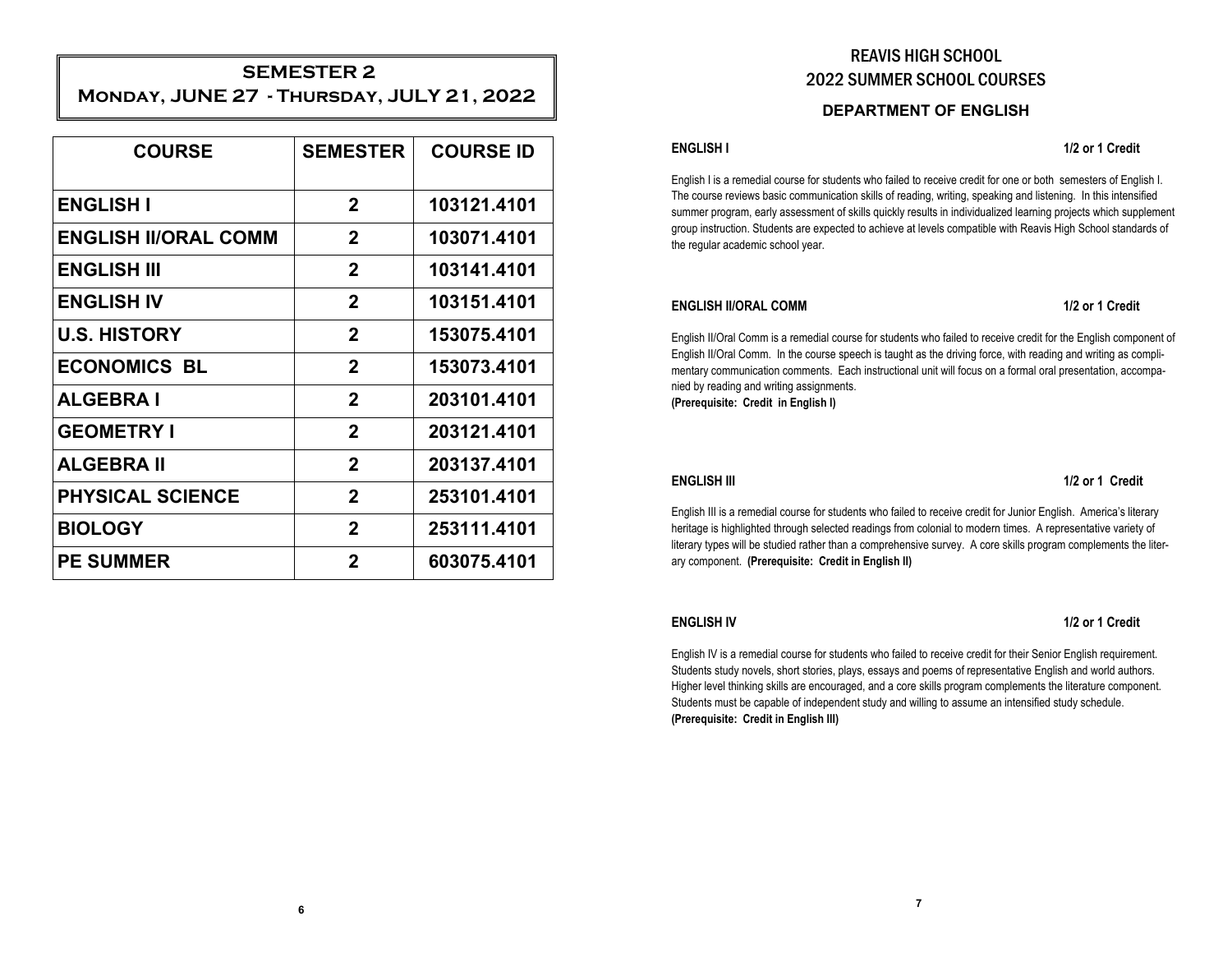## SEMESTER 2
## Monday, JUNE 27 - Thursday, JULY 21, 2022

| COURSE | SEMESTER | COURSE ID |
|---|---|---|
| ENGLISH I | 2 | 103121.4101 |
| ENGLISH II/ORAL COMM | 2 | 103071.4101 |
| ENGLISH III | 2 | 103141.4101 |
| ENGLISH IV | 2 | 103151.4101 |
| U.S. HISTORY | 2 | 153075.4101 |
| ECONOMICS BL | 2 | 153073.4101 |
| ALGEBRA I | 2 | 203101.4101 |
| GEOMETRY I | 2 | 203121.4101 |
| ALGEBRA II | 2 | 203137.4101 |
| PHYSICAL SCIENCE | 2 | 253101.4101 |
| BIOLOGY | 2 | 253111.4101 |
| PE SUMMER | 2 | 603075.4101 |

# REAVIS HIGH SCHOOL
# 2022 SUMMER SCHOOL COURSES

## DEPARTMENT OF ENGLISH

**ENGLISH I** — **1/2 or 1 Credit**

English I is a remedial course for students who failed to receive credit for one or both semesters of English I. The course reviews basic communication skills of reading, writing, speaking and listening. In this intensified summer program, early assessment of skills quickly results in individualized learning projects which supplement group instruction. Students are expected to achieve at levels compatible with Reavis High School standards of the regular academic school year.

**ENGLISH II/ORAL COMM** — **1/2 or 1 Credit**

English II/Oral Comm is a remedial course for students who failed to receive credit for the English component of English II/Oral Comm. In the course speech is taught as the driving force, with reading and writing as complimentary communication comments. Each instructional unit will focus on a formal oral presentation, accompanied by reading and writing assignments.
**(Prerequisite: Credit in English I)**

**ENGLISH III** — **1/2 or 1 Credit**

English III is a remedial course for students who failed to receive credit for Junior English. America's literary heritage is highlighted through selected readings from colonial to modern times. A representative variety of literary types will be studied rather than a comprehensive survey. A core skills program complements the literary component. **(Prerequisite: Credit in English II)**

**ENGLISH IV** — **1/2 or 1 Credit**

English IV is a remedial course for students who failed to receive credit for their Senior English requirement. Students study novels, short stories, plays, essays and poems of representative English and world authors. Higher level thinking skills are encouraged, and a core skills program complements the literature component. Students must be capable of independent study and willing to assume an intensified study schedule.
**(Prerequisite: Credit in English III)**